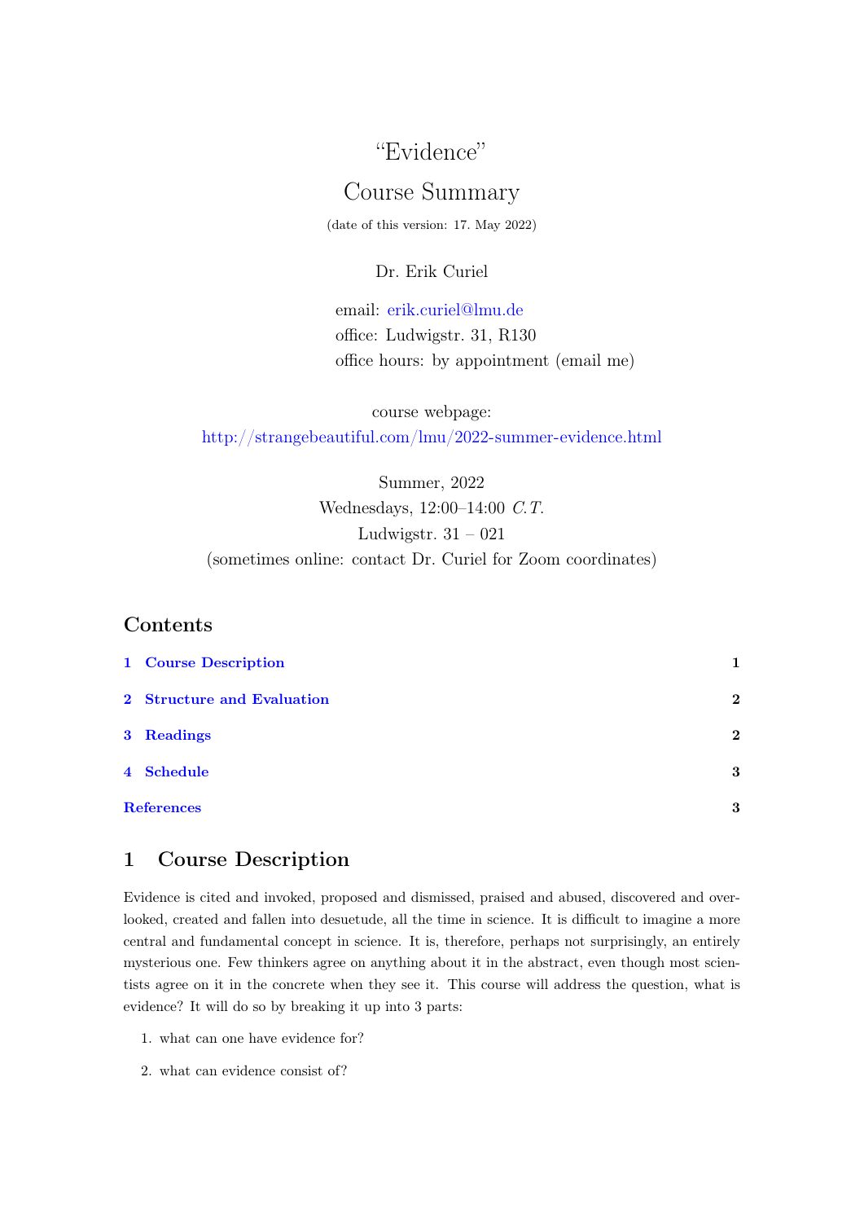# “Evidence”

## Course Summary

(date of this version: 17. May 2022)

Dr. Erik Curiel

email: erik.curiel@lmu.de
office: Ludwigstr. 31, R130
office hours: by appointment (email me)

course webpage:
http://strangebeautiful.com/lmu/2022-summer-evidence.html

Summer, 2022
Wednesdays, 12:00–14:00 *C.T.*
Ludwigstr. 31 – 021
(sometimes online: contact Dr. Curiel for Zoom coordinates)

## Contents

| | |
|---|---|
| 1 Course Description | 1 |
| 2 Structure and Evaluation | 2 |
| 3 Readings | 2 |
| 4 Schedule | 3 |
| References | 3 |

## 1 Course Description

Evidence is cited and invoked, proposed and dismissed, praised and abused, discovered and overlooked, created and fallen into desuetude, all the time in science. It is difficult to imagine a more central and fundamental concept in science. It is, therefore, perhaps not surprisingly, an entirely mysterious one. Few thinkers agree on anything about it in the abstract, even though most scientists agree on it in the concrete when they see it. This course will address the question, what is evidence? It will do so by breaking it up into 3 parts:

1. what can one have evidence for?
2. what can evidence consist of?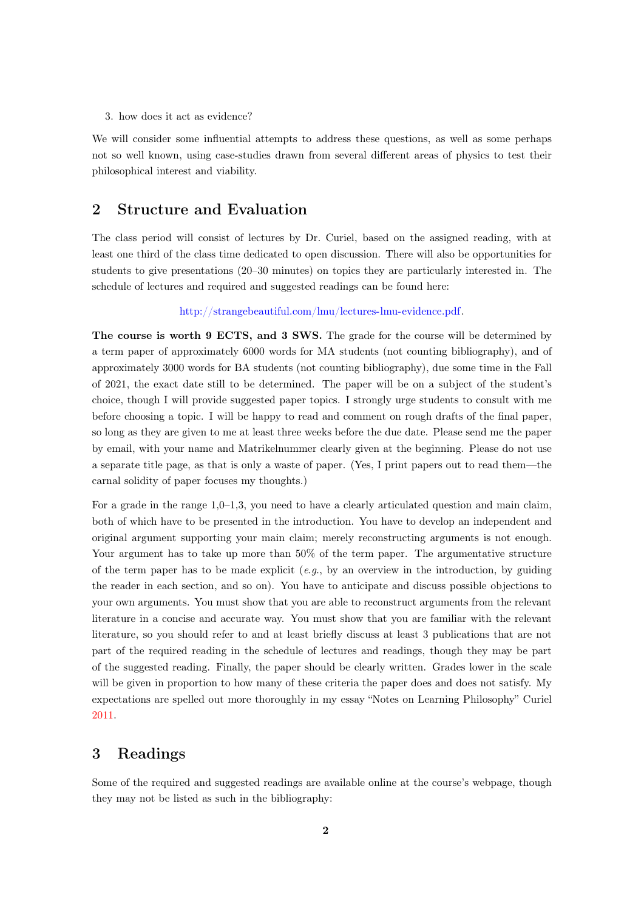3. how does it act as evidence?

We will consider some influential attempts to address these questions, as well as some perhaps not so well known, using case-studies drawn from several different areas of physics to test their philosophical interest and viability.

## 2 Structure and Evaluation

The class period will consist of lectures by Dr. Curiel, based on the assigned reading, with at least one third of the class time dedicated to open discussion. There will also be opportunities for students to give presentations (20–30 minutes) on topics they are particularly interested in. The schedule of lectures and required and suggested readings can be found here:

http://strangebeautiful.com/lmu/lectures-lmu-evidence.pdf.

**The course is worth 9 ECTS, and 3 SWS.** The grade for the course will be determined by a term paper of approximately 6000 words for MA students (not counting bibliography), and of approximately 3000 words for BA students (not counting bibliography), due some time in the Fall of 2021, the exact date still to be determined. The paper will be on a subject of the student's choice, though I will provide suggested paper topics. I strongly urge students to consult with me before choosing a topic. I will be happy to read and comment on rough drafts of the final paper, so long as they are given to me at least three weeks before the due date. Please send me the paper by email, with your name and Matrikelnummer clearly given at the beginning. Please do not use a separate title page, as that is only a waste of paper. (Yes, I print papers out to read them—the carnal solidity of paper focuses my thoughts.)

For a grade in the range 1,0–1,3, you need to have a clearly articulated question and main claim, both of which have to be presented in the introduction. You have to develop an independent and original argument supporting your main claim; merely reconstructing arguments is not enough. Your argument has to take up more than 50% of the term paper. The argumentative structure of the term paper has to be made explicit (*e.g.*, by an overview in the introduction, by guiding the reader in each section, and so on). You have to anticipate and discuss possible objections to your own arguments. You must show that you are able to reconstruct arguments from the relevant literature in a concise and accurate way. You must show that you are familiar with the relevant literature, so you should refer to and at least briefly discuss at least 3 publications that are not part of the required reading in the schedule of lectures and readings, though they may be part of the suggested reading. Finally, the paper should be clearly written. Grades lower in the scale will be given in proportion to how many of these criteria the paper does and does not satisfy. My expectations are spelled out more thoroughly in my essay "Notes on Learning Philosophy" Curiel 2011.

## 3 Readings

Some of the required and suggested readings are available online at the course's webpage, though they may not be listed as such in the bibliography: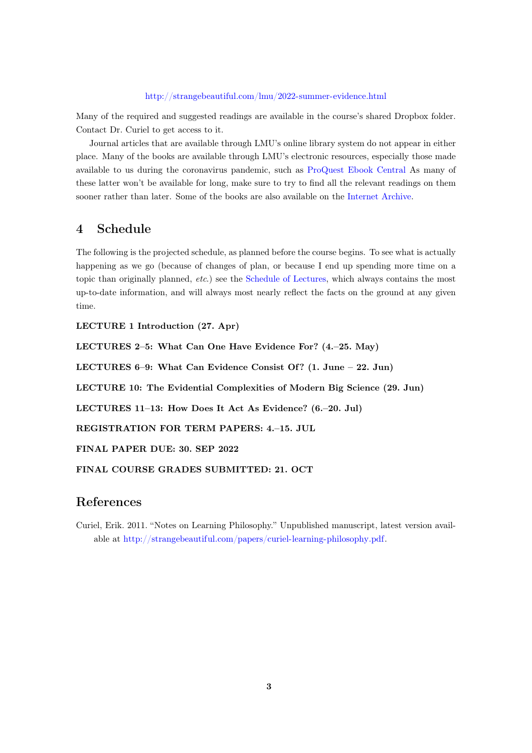http://strangebeautiful.com/lmu/2022-summer-evidence.html

Many of the required and suggested readings are available in the course's shared Dropbox folder. Contact Dr. Curiel to get access to it.

Journal articles that are available through LMU's online library system do not appear in either place. Many of the books are available through LMU's electronic resources, especially those made available to us during the coronavirus pandemic, such as ProQuest Ebook Central As many of these latter won't be available for long, make sure to try to find all the relevant readings on them sooner rather than later. Some of the books are also available on the Internet Archive.

## 4 Schedule

The following is the projected schedule, as planned before the course begins. To see what is actually happening as we go (because of changes of plan, or because I end up spending more time on a topic than originally planned, *etc.*) see the Schedule of Lectures, which always contains the most up-to-date information, and will always most nearly reflect the facts on the ground at any given time.

**LECTURE 1 Introduction (27. Apr)**

**LECTURES 2–5: What Can One Have Evidence For? (4.–25. May)**

**LECTURES 6–9: What Can Evidence Consist Of? (1. June – 22. Jun)**

**LECTURE 10: The Evidential Complexities of Modern Big Science (29. Jun)**

**LECTURES 11–13: How Does It Act As Evidence? (6.–20. Jul)**

**REGISTRATION FOR TERM PAPERS: 4.–15. JUL**

**FINAL PAPER DUE: 30. SEP 2022**

**FINAL COURSE GRADES SUBMITTED: 21. OCT**

## References

Curiel, Erik. 2011. "Notes on Learning Philosophy." Unpublished manuscript, latest version available at http://strangebeautiful.com/papers/curiel-learning-philosophy.pdf.